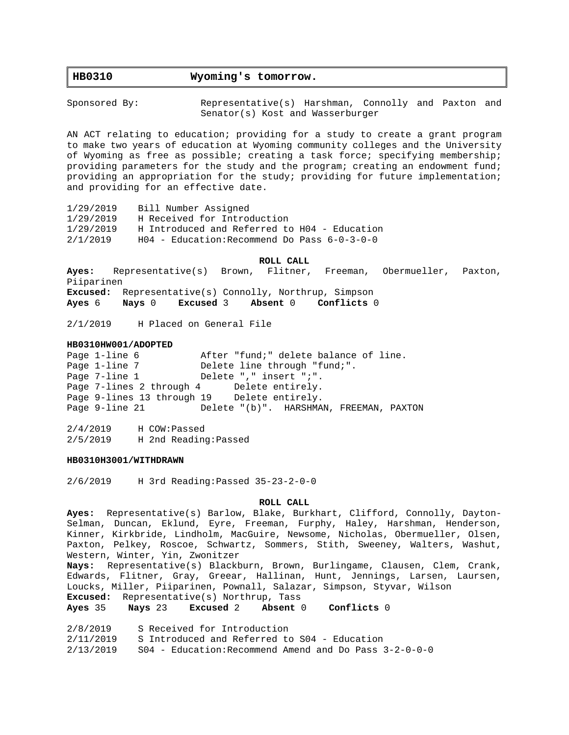# HB0310 Wyoming's tomorrow.

Sponsored By: Representative(s) Harshman, Connolly and Paxton and Senator(s) Kost and Wasserburger

AN ACT relating to education; providing for a study to create a grant program to make two years of education at Wyoming community colleges and the University of Wyoming as free as possible; creating a task force; specifying membership; providing parameters for the study and the program; creating an endowment fund; providing an appropriation for the study; providing for future implementation; and providing for an effective date.

1/29/2019 Bill Number Assigned
1/29/2019 H Received for Introduction
1/29/2019 H Introduced and Referred to H04 - Education
2/1/2019 H04 - Education:Recommend Do Pass 6-0-3-0-0

**ROLL CALL**

**Ayes:** Representative(s) Brown, Flitner, Freeman, Obermueller, Paxton, Piiparinen
**Excused:** Representative(s) Connolly, Northrup, Simpson
**Ayes** 6 **Nays** 0 **Excused** 3 **Absent** 0 **Conflicts** 0

2/1/2019 H Placed on General File

**HB0310HW001/ADOPTED**

Page 1-line 6 After "fund;" delete balance of line.
Page 1-line 7 Delete line through "fund;".
Page 7-line 1 Delete "," insert ";".
Page 7-lines 2 through 4 Delete entirely.
Page 9-lines 13 through 19 Delete entirely.
Page 9-line 21 Delete "(b)". HARSHMAN, FREEMAN, PAXTON

2/4/2019 H COW:Passed
2/5/2019 H 2nd Reading:Passed

**HB0310H3001/WITHDRAWN**

2/6/2019 H 3rd Reading:Passed 35-23-2-0-0

**ROLL CALL**

**Ayes:** Representative(s) Barlow, Blake, Burkhart, Clifford, Connolly, Dayton-Selman, Duncan, Eklund, Eyre, Freeman, Furphy, Haley, Harshman, Henderson, Kinner, Kirkbride, Lindholm, MacGuire, Newsome, Nicholas, Obermueller, Olsen, Paxton, Pelkey, Roscoe, Schwartz, Sommers, Stith, Sweeney, Walters, Washut, Western, Winter, Yin, Zwonitzer
**Nays:** Representative(s) Blackburn, Brown, Burlingame, Clausen, Clem, Crank, Edwards, Flitner, Gray, Greear, Hallinan, Hunt, Jennings, Larsen, Laursen, Loucks, Miller, Piiparinen, Pownall, Salazar, Simpson, Styvar, Wilson
**Excused:** Representative(s) Northrup, Tass
**Ayes** 35 **Nays** 23 **Excused** 2 **Absent** 0 **Conflicts** 0

2/8/2019 S Received for Introduction
2/11/2019 S Introduced and Referred to S04 - Education
2/13/2019 S04 - Education:Recommend Amend and Do Pass 3-2-0-0-0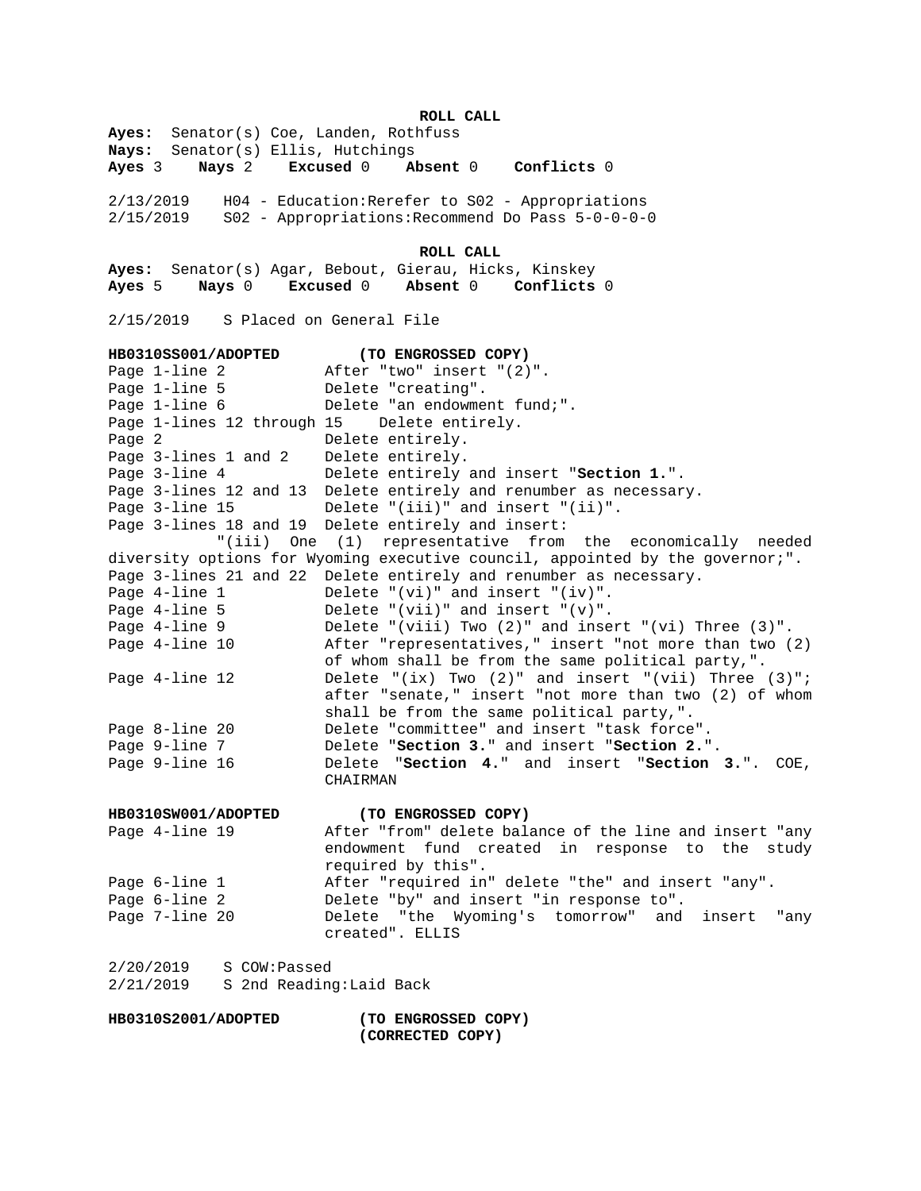**ROLL CALL**

**Ayes:** Senator(s) Coe, Landen, Rothfuss
**Nays:** Senator(s) Ellis, Hutchings
**Ayes** 3 **Nays** 2 **Excused** 0 **Absent** 0 **Conflicts** 0

2/13/2019 H04 - Education:Rerefer to S02 - Appropriations
2/15/2019 S02 - Appropriations:Recommend Do Pass 5-0-0-0-0

**ROLL CALL**

**Ayes:** Senator(s) Agar, Bebout, Gierau, Hicks, Kinskey
**Ayes** 5 **Nays** 0 **Excused** 0 **Absent** 0 **Conflicts** 0

2/15/2019 S Placed on General File

**HB0310SS001/ADOPTED (TO ENGROSSED COPY)**

Page 1-line 2 After "two" insert "(2)".
Page 1-line 5 Delete "creating".
Page 1-line 6 Delete "an endowment fund;".
Page 1-lines 12 through 15 Delete entirely.
Page 2 Delete entirely.
Page 3-lines 1 and 2 Delete entirely.
Page 3-line 4 Delete entirely and insert "**Section 1.**".
Page 3-lines 12 and 13 Delete entirely and renumber as necessary.
Page 3-line 15 Delete "(iii)" and insert "(ii)".
Page 3-lines 18 and 19 Delete entirely and insert:
"(iii) One (1) representative from the economically needed diversity options for Wyoming executive council, appointed by the governor;".
Page 3-lines 21 and 22 Delete entirely and renumber as necessary.
Page 4-line 1 Delete "(vi)" and insert "(iv)".
Page 4-line 5 Delete "(vii)" and insert "(v)".
Page 4-line 9 Delete "(viii) Two (2)" and insert "(vi) Three (3)".
Page 4-line 10 After "representatives," insert "not more than two (2) of whom shall be from the same political party,".
Page 4-line 12 Delete "(ix) Two (2)" and insert "(vii) Three (3)"; after "senate," insert "not more than two (2) of whom shall be from the same political party,".
Page 8-line 20 Delete "committee" and insert "task force".
Page 9-line 7 Delete "**Section 3.**" and insert "**Section 2.**".
Page 9-line 16 Delete "**Section 4.**" and insert "**Section 3.**". COE, CHAIRMAN

**HB0310SW001/ADOPTED (TO ENGROSSED COPY)**

Page 4-line 19 After "from" delete balance of the line and insert "any endowment fund created in response to the study required by this".
Page 6-line 1 After "required in" delete "the" and insert "any".
Page 6-line 2 Delete "by" and insert "in response to".
Page 7-line 20 Delete "the Wyoming's tomorrow" and insert "any created". ELLIS

2/20/2019 S COW:Passed
2/21/2019 S 2nd Reading:Laid Back

**HB0310S2001/ADOPTED (TO ENGROSSED COPY)**
**(CORRECTED COPY)**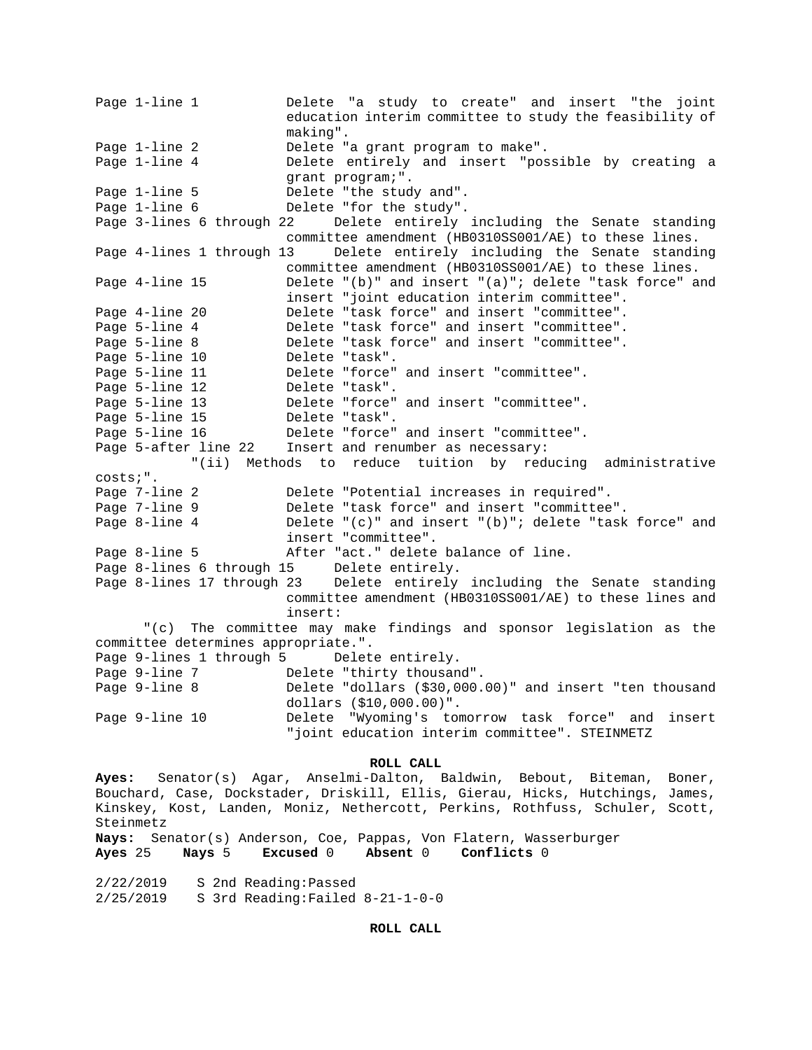Page 1-line 1 Delete "a study to create" and insert "the joint education interim committee to study the feasibility of making".
Page 1-line 2 Delete "a grant program to make".
Page 1-line 4 Delete entirely and insert "possible by creating a grant program;".
Page 1-line 5 Delete "the study and".
Page 1-line 6 Delete "for the study".
Page 3-lines 6 through 22 Delete entirely including the Senate standing committee amendment (HB0310SS001/AE) to these lines.
Page 4-lines 1 through 13 Delete entirely including the Senate standing committee amendment (HB0310SS001/AE) to these lines.
Page 4-line 15 Delete "(b)" and insert "(a)"; delete "task force" and insert "joint education interim committee".
Page 4-line 20 Delete "task force" and insert "committee".
Page 5-line 4 Delete "task force" and insert "committee".
Page 5-line 8 Delete "task force" and insert "committee".
Page 5-line 10 Delete "task".
Page 5-line 11 Delete "force" and insert "committee".
Page 5-line 12 Delete "task".
Page 5-line 13 Delete "force" and insert "committee".
Page 5-line 15 Delete "task".
Page 5-line 16 Delete "force" and insert "committee".
Page 5-after line 22 Insert and renumber as necessary:

"(ii) Methods to reduce tuition by reducing administrative costs;".

Page 7-line 2 Delete "Potential increases in required".
Page 7-line 9 Delete "task force" and insert "committee".
Page 8-line 4 Delete "(c)" and insert "(b)"; delete "task force" and insert "committee".
Page 8-line 5 After "act." delete balance of line.
Page 8-lines 6 through 15 Delete entirely.
Page 8-lines 17 through 23 Delete entirely including the Senate standing committee amendment (HB0310SS001/AE) to these lines and insert:

"(c) The committee may make findings and sponsor legislation as the committee determines appropriate.".

Page 9-lines 1 through 5 Delete entirely.
Page 9-line 7 Delete "thirty thousand".
Page 9-line 8 Delete "dollars ($30,000.00)" and insert "ten thousand dollars ($10,000.00)".
Page 9-line 10 Delete "Wyoming's tomorrow task force" and insert "joint education interim committee". STEINMETZ

**ROLL CALL**

**Ayes:** Senator(s) Agar, Anselmi-Dalton, Baldwin, Bebout, Biteman, Boner, Bouchard, Case, Dockstader, Driskill, Ellis, Gierau, Hicks, Hutchings, James, Kinskey, Kost, Landen, Moniz, Nethercott, Perkins, Rothfuss, Schuler, Scott, Steinmetz
**Nays:** Senator(s) Anderson, Coe, Pappas, Von Flatern, Wasserburger
**Ayes** 25 **Nays** 5 **Excused** 0 **Absent** 0 **Conflicts** 0

2/22/2019 S 2nd Reading:Passed
2/25/2019 S 3rd Reading:Failed 8-21-1-0-0

**ROLL CALL**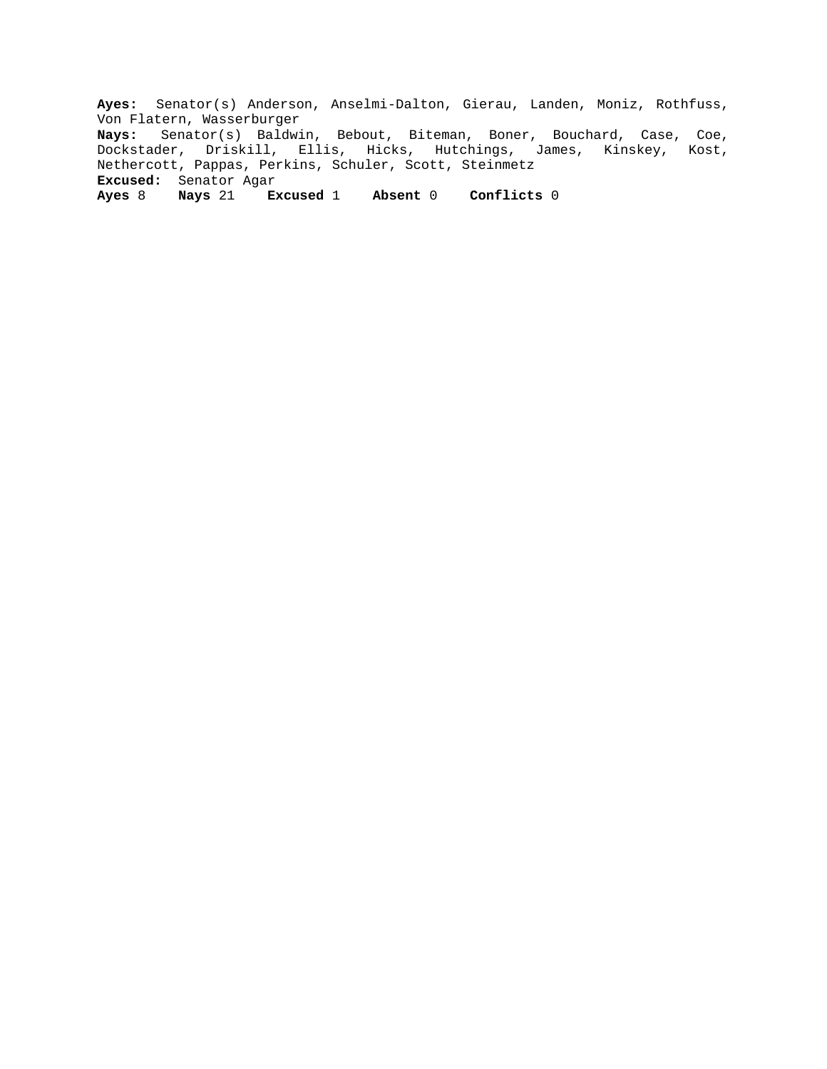**Ayes:** Senator(s) Anderson, Anselmi-Dalton, Gierau, Landen, Moniz, Rothfuss, Von Flatern, Wasserburger
**Nays:** Senator(s) Baldwin, Bebout, Biteman, Boner, Bouchard, Case, Coe, Dockstader, Driskill, Ellis, Hicks, Hutchings, James, Kinskey, Kost, Nethercott, Pappas, Perkins, Schuler, Scott, Steinmetz
**Excused:** Senator Agar
**Ayes** 8 **Nays** 21 **Excused** 1 **Absent** 0 **Conflicts** 0